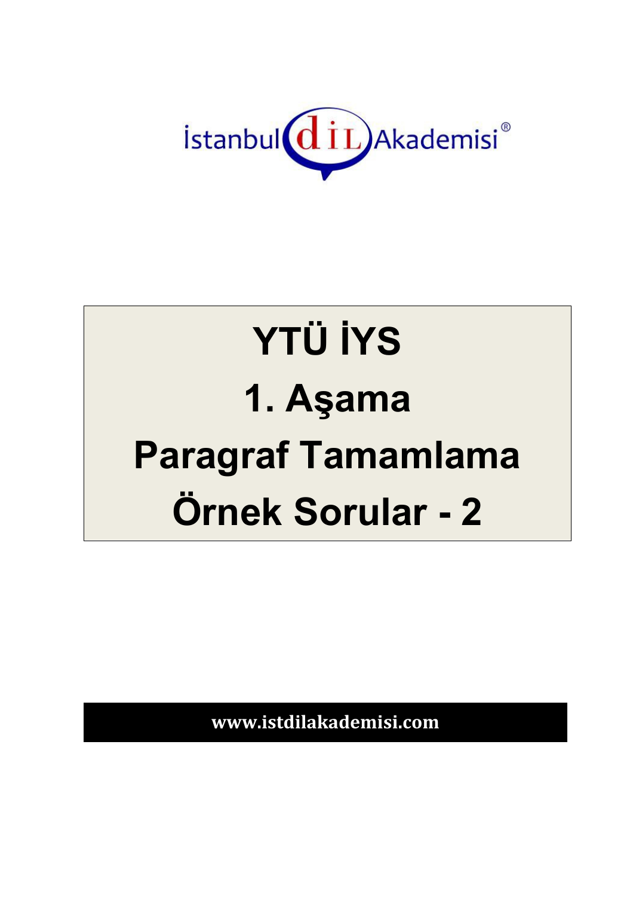İstanbul dİL Akademisi®

# YTÜ İYS

# 1. Aşama

# Paragraf Tamamlama

# Örnek Sorular - 2

**www.istdilakademisi.com**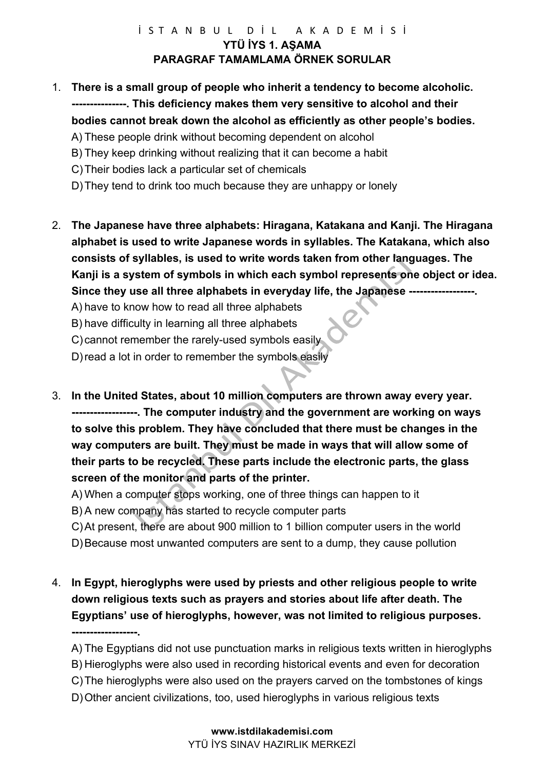İ S T A N B U L  D İ L  A K A D E M İ S İ

**YTÜ İYS 1. AŞAMA**

**PARAGRAF TAMAMLAMA ÖRNEK SORULAR**

1. **There is a small group of people who inherit a tendency to become alcoholic. --------------. This deficiency makes them very sensitive to alcohol and their bodies cannot break down the alcohol as efficiently as other people's bodies.**
   A) These people drink without becoming dependent on alcohol
   B) They keep drinking without realizing that it can become a habit
   C) Their bodies lack a particular set of chemicals
   D) They tend to drink too much because they are unhappy or lonely

2. **The Japanese have three alphabets: Hiragana, Katakana and Kanji. The Hiragana alphabet is used to write Japanese words in syllables. The Katakana, which also consists of syllables, is used to write words taken from other languages. The Kanji is a system of symbols in which each symbol represents one object or idea. Since they use all three alphabets in everyday life, the Japanese ------------------.**
   A) have to know how to read all three alphabets
   B) have difficulty in learning all three alphabets
   C) cannot remember the rarely-used symbols easily
   D) read a lot in order to remember the symbols easily

3. **In the United States, about 10 million computers are thrown away every year. ------------------. The computer industry and the government are working on ways to solve this problem. They have concluded that there must be changes in the way computers are built. They must be made in ways that will allow some of their parts to be recycled. These parts include the electronic parts, the glass screen of the monitor and parts of the printer.**
   A) When a computer stops working, one of three things can happen to it
   B) A new company has started to recycle computer parts
   C) At present, there are about 900 million to 1 billion computer users in the world
   D) Because most unwanted computers are sent to a dump, they cause pollution

4. **In Egypt, hieroglyphs were used by priests and other religious people to write down religious texts such as prayers and stories about life after death. The Egyptians' use of hieroglyphs, however, was not limited to religious purposes. ------------------.**
   A) The Egyptians did not use punctuation marks in religious texts written in hieroglyphs
   B) Hieroglyphs were also used in recording historical events and even for decoration
   C) The hieroglyphs were also used on the prayers carved on the tombstones of kings
   D) Other ancient civilizations, too, used hieroglyphs in various religious texts

www.istdilakademisi.com

YTÜ İYS SINAV HAZIRLIK MERKEZİ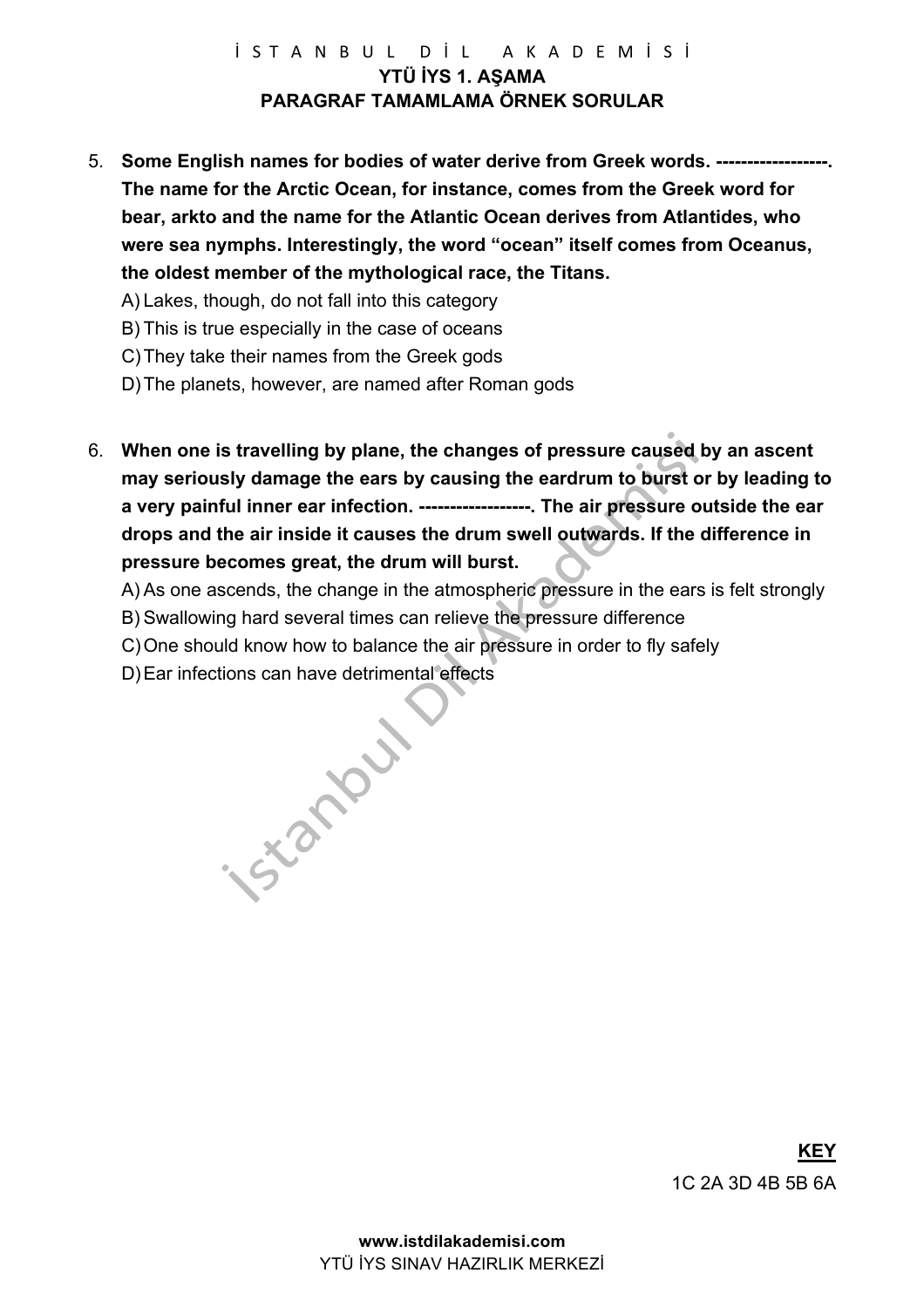İSTANBUL DİL AKADEMİSİ

**YTÜ İYS 1. AŞAMA**
**PARAGRAF TAMAMLAMA ÖRNEK SORULAR**

5. **Some English names for bodies of water derive from Greek words. ------------------. The name for the Arctic Ocean, for instance, comes from the Greek word for bear, arkto and the name for the Atlantic Ocean derives from Atlantides, who were sea nymphs. Interestingly, the word "ocean" itself comes from Oceanus, the oldest member of the mythological race, the Titans.**

   A) Lakes, though, do not fall into this category
   B) This is true especially in the case of oceans
   C) They take their names from the Greek gods
   D) The planets, however, are named after Roman gods

6. **When one is travelling by plane, the changes of pressure caused by an ascent may seriously damage the ears by causing the eardrum to burst or by leading to a very painful inner ear infection. ------------------. The air pressure outside the ear drops and the air inside it causes the drum swell outwards. If the difference in pressure becomes great, the drum will burst.**

   A) As one ascends, the change in the atmospheric pressure in the ears is felt strongly
   B) Swallowing hard several times can relieve the pressure difference
   C) One should know how to balance the air pressure in order to fly safely
   D) Ear infections can have detrimental effects

**KEY**

1C 2A 3D 4B 5B 6A

www.istdilakademisi.com
YTÜ İYS SINAV HAZIRLIK MERKEZİ